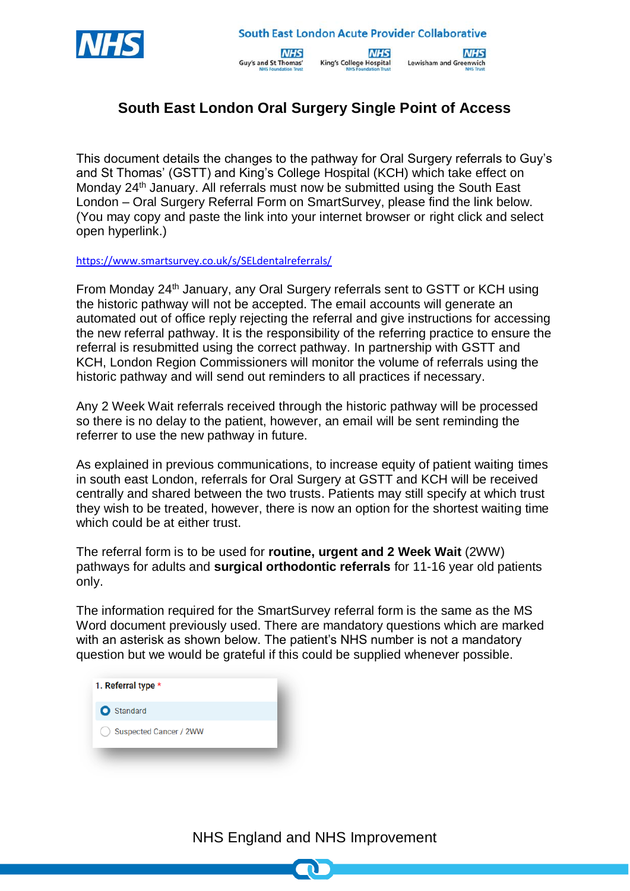# South East London Oral Surgery Single Point of Access

This document details the changes to the pathway for Oral Surgery referrals to Guy's and St Thomas' (GSTT) and King's College Hospital (KCH) which take effect on Monday 24th January. All referrals must now be submitted using the South East London – Oral Surgery Referral Form on SmartSurvey, please find the link below. (You may copy and paste the link into your internet browser or right click and select open hyperlink.)

https://www.smartsurvey.co.uk/s/SELdentalreferrals/

From Monday 24th January, any Oral Surgery referrals sent to GSTT or KCH using the historic pathway will not be accepted. The email accounts will generate an automated out of office reply rejecting the referral and give instructions for accessing the new referral pathway. It is the responsibility of the referring practice to ensure the referral is resubmitted using the correct pathway. In partnership with GSTT and KCH, London Region Commissioners will monitor the volume of referrals using the historic pathway and will send out reminders to all practices if necessary.

Any 2 Week Wait referrals received through the historic pathway will be processed so there is no delay to the patient, however, an email will be sent reminding the referrer to use the new pathway in future.

As explained in previous communications, to increase equity of patient waiting times in south east London, referrals for Oral Surgery at GSTT and KCH will be received centrally and shared between the two trusts. Patients may still specify at which trust they wish to be treated, however, there is now an option for the shortest waiting time which could be at either trust.

The referral form is to be used for **routine, urgent and 2 Week Wait** (2WW) pathways for adults and **surgical orthodontic referrals** for 11-16 year old patients only.

The information required for the SmartSurvey referral form is the same as the MS Word document previously used. There are mandatory questions which are marked with an asterisk as shown below. The patient's NHS number is not a mandatory question but we would be grateful if this could be supplied whenever possible.

1. Referral type *

- Standard
- Suspected Cancer / 2WW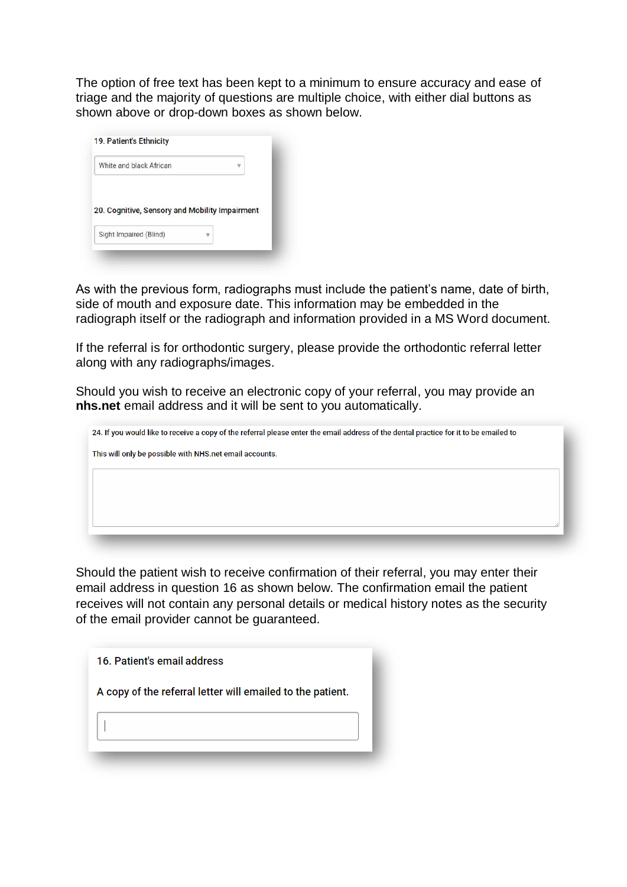The option of free text has been kept to a minimum to ensure accuracy and ease of triage and the majority of questions are multiple choice, with either dial buttons as shown above or drop-down boxes as shown below.

19. Patient's Ethnicity

White and black African

20. Cognitive, Sensory and Mobility Impairment

Sight Impaired (Blind)

As with the previous form, radiographs must include the patient's name, date of birth, side of mouth and exposure date. This information may be embedded in the radiograph itself or the radiograph and information provided in a MS Word document.

If the referral is for orthodontic surgery, please provide the orthodontic referral letter along with any radiographs/images.

Should you wish to receive an electronic copy of your referral, you may provide an **nhs.net** email address and it will be sent to you automatically.

24. If you would like to receive a copy of the referral please enter the email address of the dental practice for it to be emailed to

This will only be possible with NHS.net email accounts.

Should the patient wish to receive confirmation of their referral, you may enter their email address in question 16 as shown below. The confirmation email the patient receives will not contain any personal details or medical history notes as the security of the email provider cannot be guaranteed.

16. Patient's email address

A copy of the referral letter will emailed to the patient.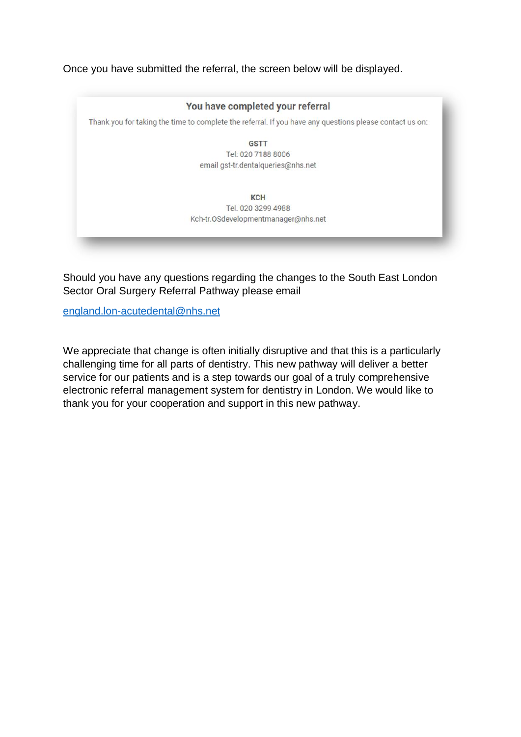Once you have submitted the referral, the screen below will be displayed.

**You have completed your referral**

Thank you for taking the time to complete the referral. If you have any questions please contact us on:

**GSTT**
Tel: 020 7188 8006
email gst-tr.dentalqueries@nhs.net

**KCH**
Tel. 020 3299 4988
Kch-tr.OSdevelopmentmanager@nhs.net

Should you have any questions regarding the changes to the South East London Sector Oral Surgery Referral Pathway please email

england.lon-acutedental@nhs.net

We appreciate that change is often initially disruptive and that this is a particularly challenging time for all parts of dentistry. This new pathway will deliver a better service for our patients and is a step towards our goal of a truly comprehensive electronic referral management system for dentistry in London. We would like to thank you for your cooperation and support in this new pathway.